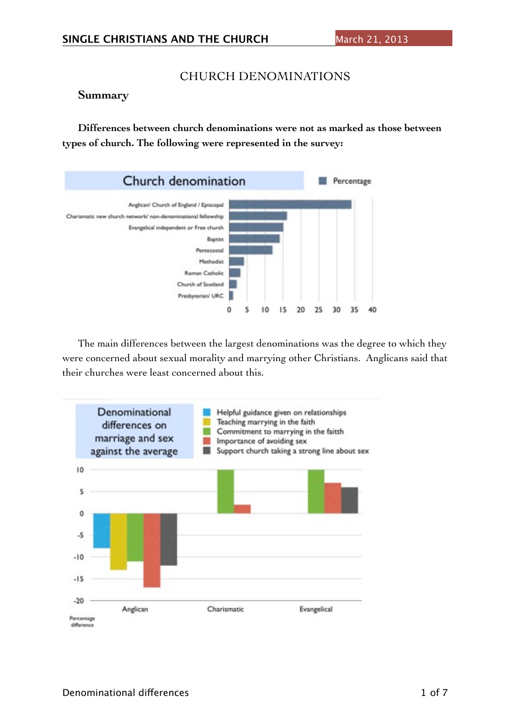# CHURCH DENOMINATIONS

## Summary

**Differences between church denominations were not as marked as those between types of church. The following were represented in the survey:**

The main differences between the largest denominations was the degree to which they were concerned about sexual morality and marrying other Christians. Anglicans said that their churches were least concerned about this.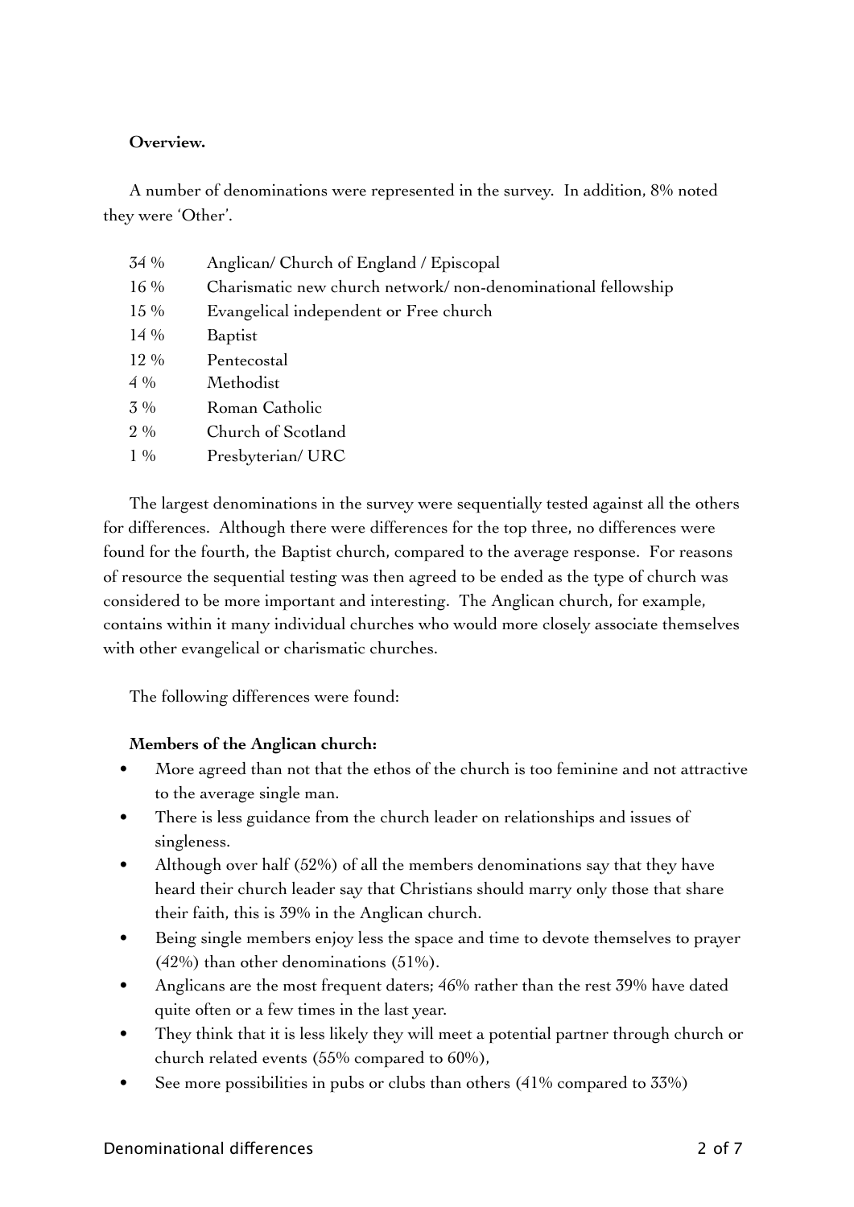**Overview.**

A number of denominations were represented in the survey. In addition, 8% noted they were 'Other'.

| | |
|---|---|
| 34 % | Anglican/ Church of England / Episcopal |
| 16 % | Charismatic new church network/ non-denominational fellowship |
| 15 % | Evangelical independent or Free church |
| 14 % | Baptist |
| 12 % | Pentecostal |
| 4 % | Methodist |
| 3 % | Roman Catholic |
| 2 % | Church of Scotland |
| 1 % | Presbyterian/ URC |

The largest denominations in the survey were sequentially tested against all the others for differences. Although there were differences for the top three, no differences were found for the fourth, the Baptist church, compared to the average response. For reasons of resource the sequential testing was then agreed to be ended as the type of church was considered to be more important and interesting. The Anglican church, for example, contains within it many individual churches who would more closely associate themselves with other evangelical or charismatic churches.

The following differences were found:

**Members of the Anglican church:**

- More agreed than not that the ethos of the church is too feminine and not attractive to the average single man.
- There is less guidance from the church leader on relationships and issues of singleness.
- Although over half (52%) of all the members denominations say that they have heard their church leader say that Christians should marry only those that share their faith, this is 39% in the Anglican church.
- Being single members enjoy less the space and time to devote themselves to prayer (42%) than other denominations (51%).
- Anglicans are the most frequent daters; 46% rather than the rest 39% have dated quite often or a few times in the last year.
- They think that it is less likely they will meet a potential partner through church or church related events (55% compared to 60%),
- See more possibilities in pubs or clubs than others (41% compared to 33%)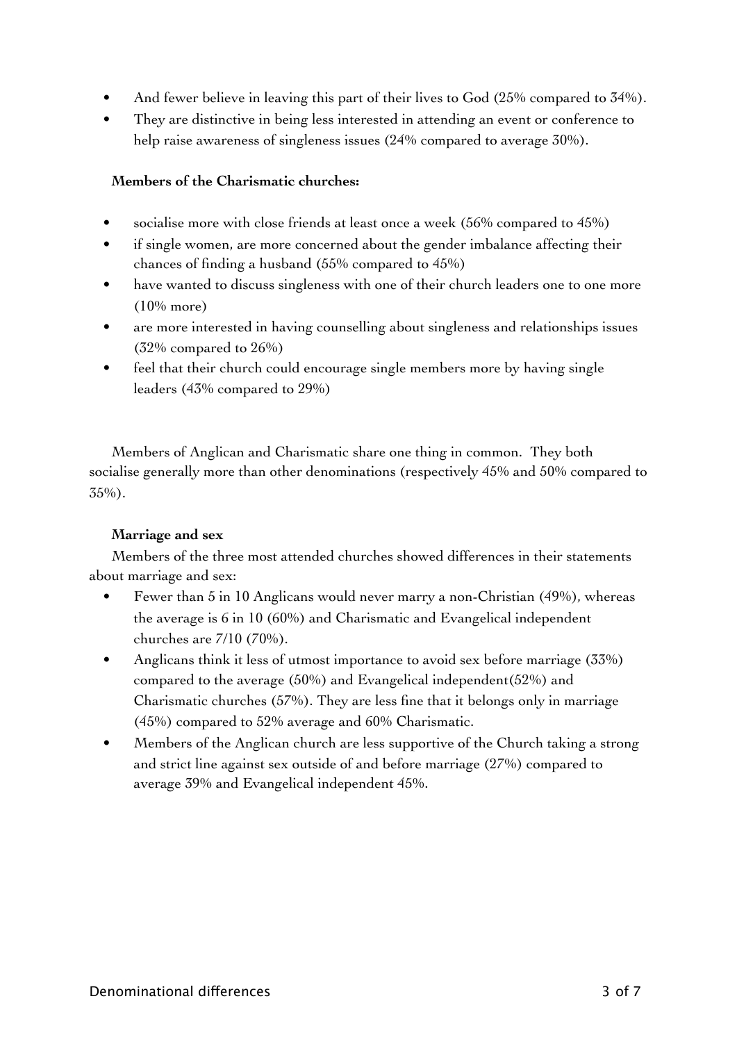- And fewer believe in leaving this part of their lives to God (25% compared to 34%).
- They are distinctive in being less interested in attending an event or conference to help raise awareness of singleness issues (24% compared to average 30%).

**Members of the Charismatic churches:**

- socialise more with close friends at least once a week (56% compared to 45%)
- if single women, are more concerned about the gender imbalance affecting their chances of finding a husband (55% compared to 45%)
- have wanted to discuss singleness with one of their church leaders one to one more (10% more)
- are more interested in having counselling about singleness and relationships issues (32% compared to 26%)
- feel that their church could encourage single members more by having single leaders (43% compared to 29%)

Members of Anglican and Charismatic share one thing in common. They both socialise generally more than other denominations (respectively 45% and 50% compared to 35%).

**Marriage and sex**

Members of the three most attended churches showed differences in their statements about marriage and sex:

- Fewer than 5 in 10 Anglicans would never marry a non-Christian (49%), whereas the average is 6 in 10 (60%) and Charismatic and Evangelical independent churches are 7/10 (70%).
- Anglicans think it less of utmost importance to avoid sex before marriage (33%) compared to the average (50%) and Evangelical independent(52%) and Charismatic churches (57%). They are less fine that it belongs only in marriage (45%) compared to 52% average and 60% Charismatic.
- Members of the Anglican church are less supportive of the Church taking a strong and strict line against sex outside of and before marriage (27%) compared to average 39% and Evangelical independent 45%.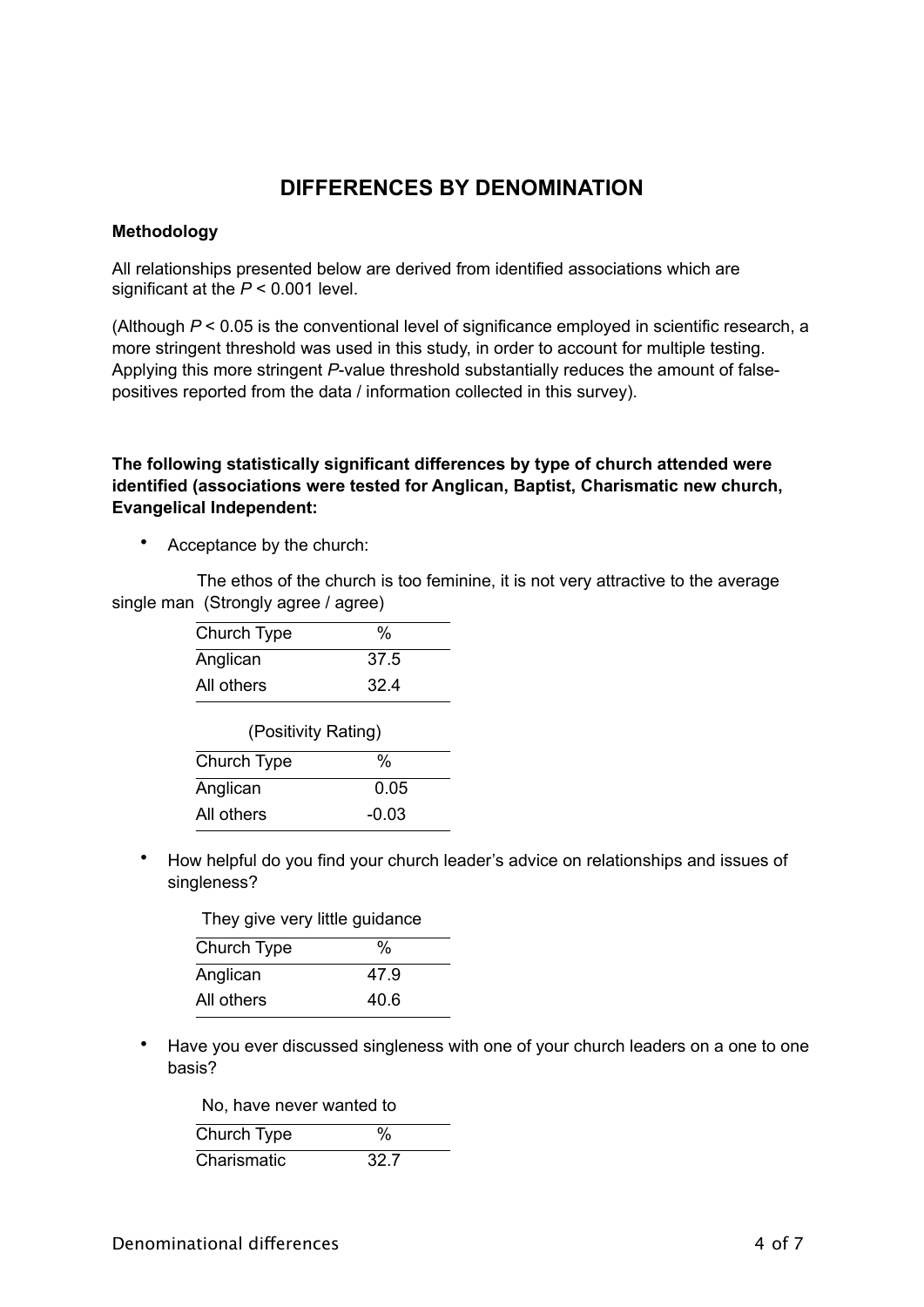# DIFFERENCES BY DENOMINATION

**Methodology**

All relationships presented below are derived from identified associations which are significant at the $P < 0.001$ level.

(Although $P < 0.05$ is the conventional level of significance employed in scientific research, a more stringent threshold was used in this study, in order to account for multiple testing. Applying this more stringent *P*-value threshold substantially reduces the amount of false-positives reported from the data / information collected in this survey).

**The following statistically significant differences by type of church attended were identified (associations were tested for Anglican, Baptist, Charismatic new church, Evangelical Independent:**

- Acceptance by the church:

The ethos of the church is too feminine, it is not very attractive to the average single man (Strongly agree / agree)

| Church Type | % |
|---|---|
| Anglican | 37.5 |
| All others | 32.4 |

(Positivity Rating)

| Church Type | % |
|---|---|
| Anglican | 0.05 |
| All others | -0.03 |

- How helpful do you find your church leader's advice on relationships and issues of singleness?

They give very little guidance

| Church Type | % |
|---|---|
| Anglican | 47.9 |
| All others | 40.6 |

- Have you ever discussed singleness with one of your church leaders on a one to one basis?

No, have never wanted to

| Church Type | % |
|---|---|
| Charismatic | 32.7 |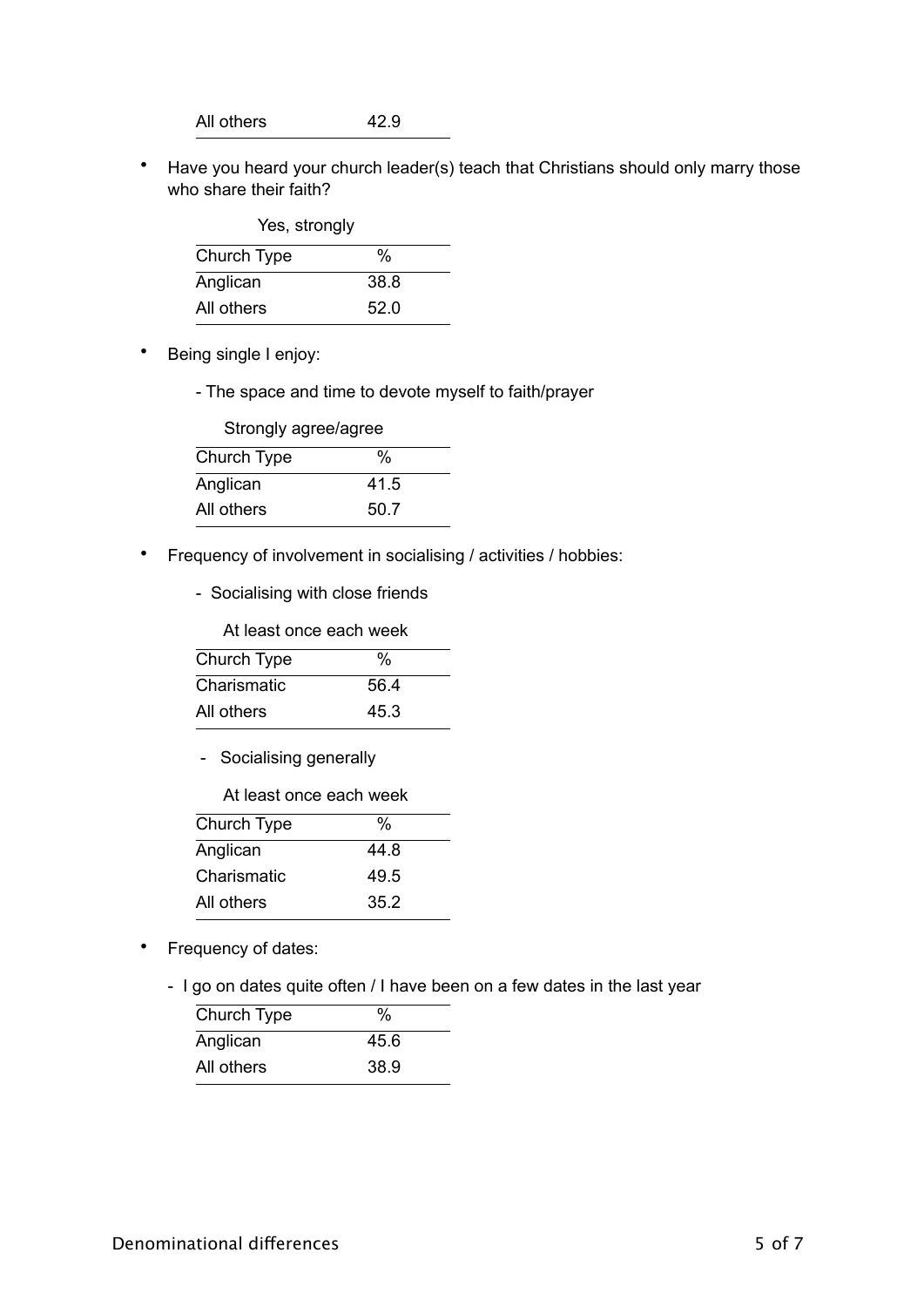| All others | 42.9 |
|---|---|

- Have you heard your church leader(s) teach that Christians should only marry those who share their faith?

Yes, strongly

| Church Type | % |
|---|---|
| Anglican | 38.8 |
| All others | 52.0 |

- Being single I enjoy:

  - The space and time to devote myself to faith/prayer

Strongly agree/agree

| Church Type | % |
|---|---|
| Anglican | 41.5 |
| All others | 50.7 |

- Frequency of involvement in socialising / activities / hobbies:

  - Socialising with close friends

At least once each week

| Church Type | % |
|---|---|
| Charismatic | 56.4 |
| All others | 45.3 |

  - Socialising generally

At least once each week

| Church Type | % |
|---|---|
| Anglican | 44.8 |
| Charismatic | 49.5 |
| All others | 35.2 |

- Frequency of dates:

  - I go on dates quite often / I have been on a few dates in the last year

| Church Type | % |
|---|---|
| Anglican | 45.6 |
| All others | 38.9 |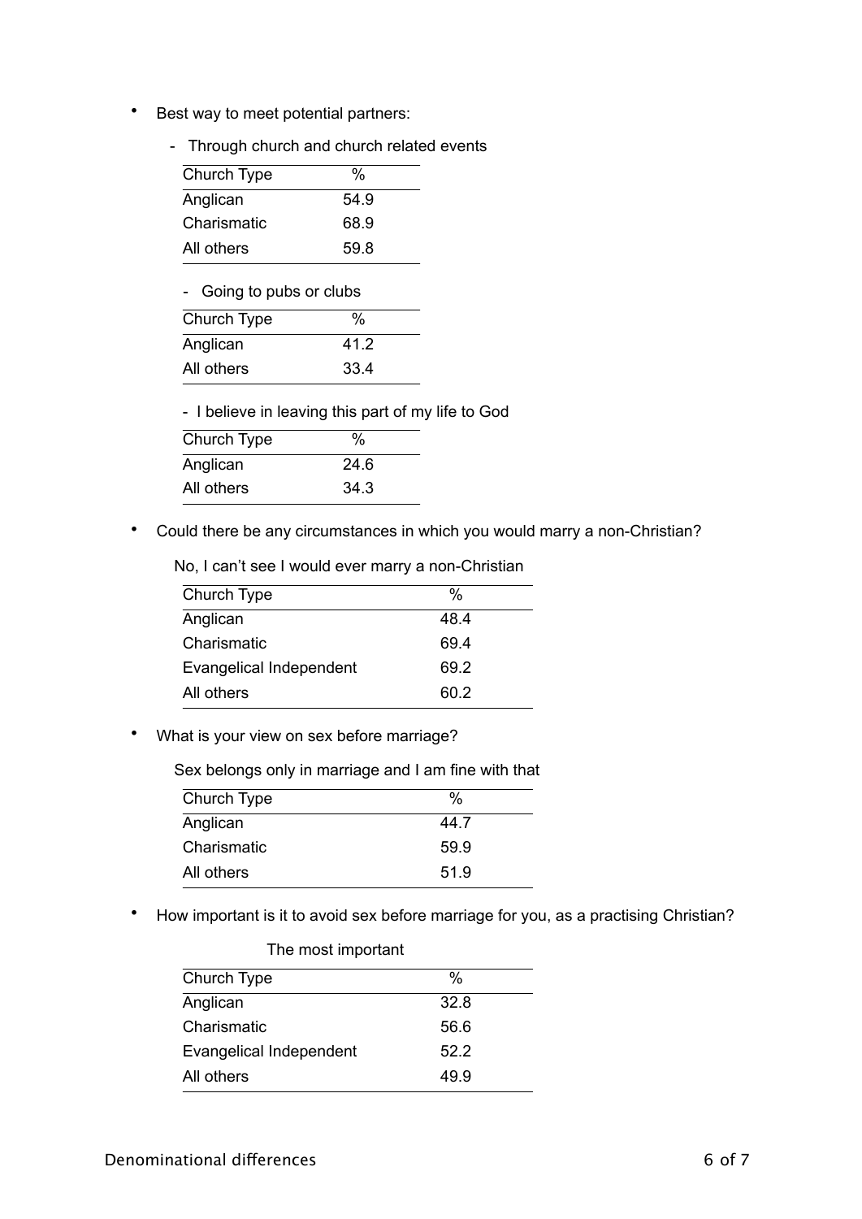- Best way to meet potential partners:

  - Through church and church related events

| Church Type | % |
|---|---|
| Anglican | 54.9 |
| Charismatic | 68.9 |
| All others | 59.8 |

  - Going to pubs or clubs

| Church Type | % |
|---|---|
| Anglican | 41.2 |
| All others | 33.4 |

  - I believe in leaving this part of my life to God

| Church Type | % |
|---|---|
| Anglican | 24.6 |
| All others | 34.3 |

- Could there be any circumstances in which you would marry a non-Christian?

  No, I can't see I would ever marry a non-Christian

| Church Type | % |
|---|---|
| Anglican | 48.4 |
| Charismatic | 69.4 |
| Evangelical Independent | 69.2 |
| All others | 60.2 |

- What is your view on sex before marriage?

  Sex belongs only in marriage and I am fine with that

| Church Type | % |
|---|---|
| Anglican | 44.7 |
| Charismatic | 59.9 |
| All others | 51.9 |

- How important is it to avoid sex before marriage for you, as a practising Christian?

  The most important

| Church Type | % |
|---|---|
| Anglican | 32.8 |
| Charismatic | 56.6 |
| Evangelical Independent | 52.2 |
| All others | 49.9 |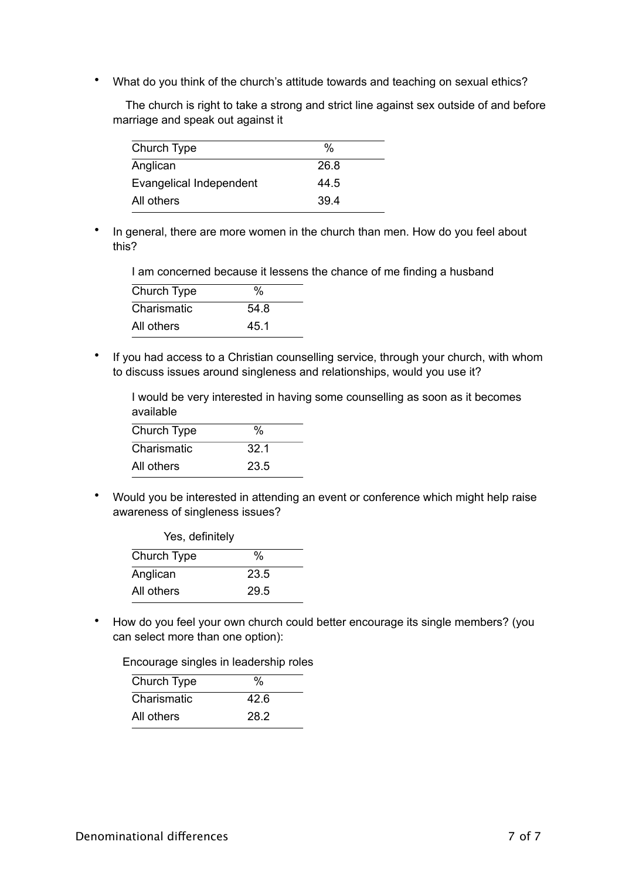- What do you think of the church's attitude towards and teaching on sexual ethics?

  The church is right to take a strong and strict line against sex outside of and before marriage and speak out against it

| Church Type | % |
| --- | --- |
| Anglican | 26.8 |
| Evangelical Independent | 44.5 |
| All others | 39.4 |

- In general, there are more women in the church than men. How do you feel about this?

  I am concerned because it lessens the chance of me finding a husband

| Church Type | % |
| --- | --- |
| Charismatic | 54.8 |
| All others | 45.1 |

- If you had access to a Christian counselling service, through your church, with whom to discuss issues around singleness and relationships, would you use it?

  I would be very interested in having some counselling as soon as it becomes available

| Church Type | % |
| --- | --- |
| Charismatic | 32.1 |
| All others | 23.5 |

- Would you be interested in attending an event or conference which might help raise awareness of singleness issues?

  Yes, definitely

| Church Type | % |
| --- | --- |
| Anglican | 23.5 |
| All others | 29.5 |

- How do you feel your own church could better encourage its single members? (you can select more than one option):

  Encourage singles in leadership roles

| Church Type | % |
| --- | --- |
| Charismatic | 42.6 |
| All others | 28.2 |